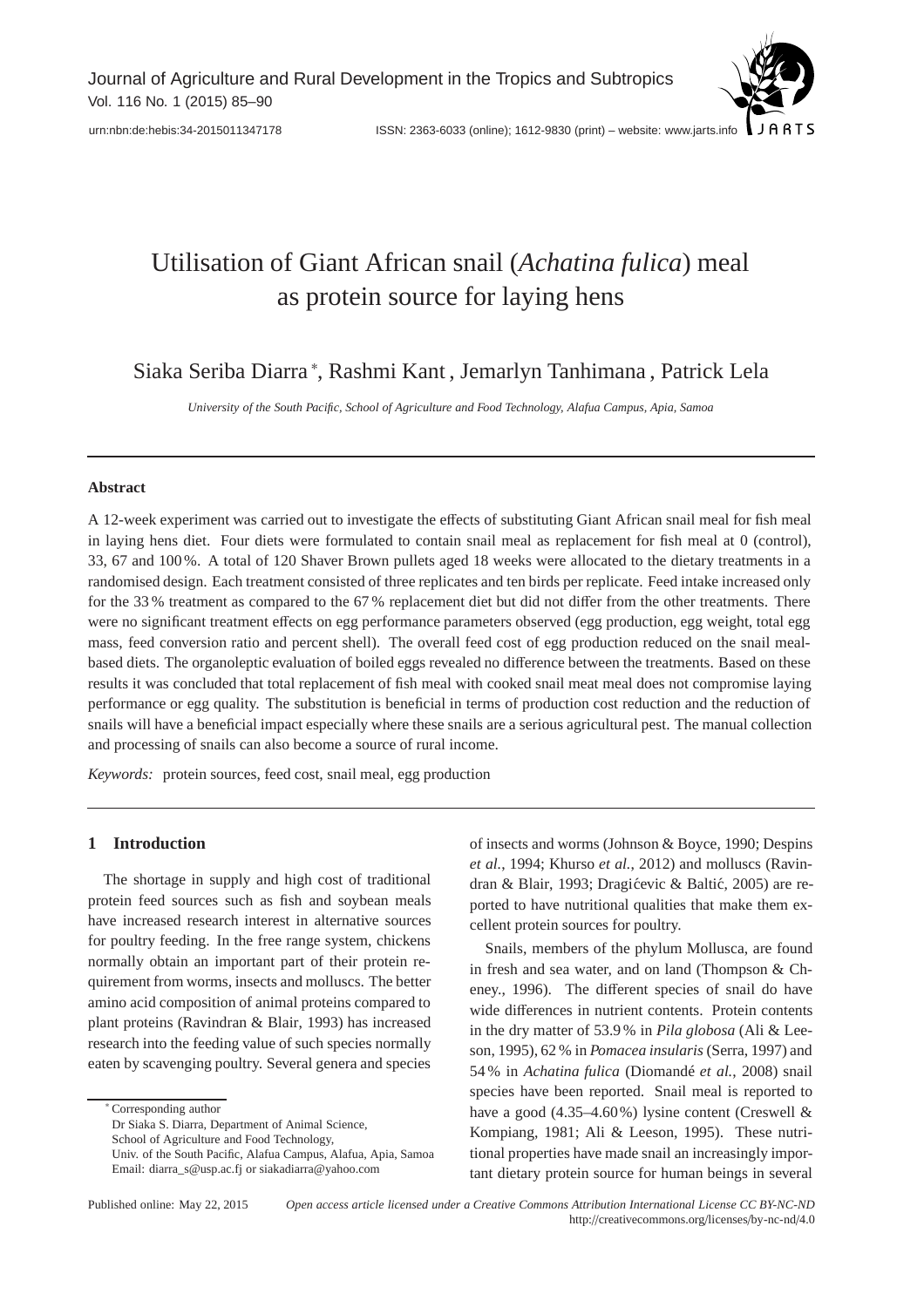# Utilisation of Giant African snail (*Achatina fulica*) meal as protein source for laying hens

Siaka Seriba Diarra[*], Rashmi Kant, Jemarlyn Tanhimana, Patrick Lela

*University of the South Pacific, School of Agriculture and Food Technology, Alafua Campus, Apia, Samoa*

---

**Abstract**

A 12-week experiment was carried out to investigate the effects of substituting Giant African snail meal for fish meal in laying hens diet. Four diets were formulated to contain snail meal as replacement for fish meal at 0 (control), 33, 67 and 100 %. A total of 120 Shaver Brown pullets aged 18 weeks were allocated to the dietary treatments in a randomised design. Each treatment consisted of three replicates and ten birds per replicate. Feed intake increased only for the 33 % treatment as compared to the 67 % replacement diet but did not differ from the other treatments. There were no significant treatment effects on egg performance parameters observed (egg production, egg weight, total egg mass, feed conversion ratio and percent shell). The overall feed cost of egg production reduced on the snail meal-based diets. The organoleptic evaluation of boiled eggs revealed no difference between the treatments. Based on these results it was concluded that total replacement of fish meal with cooked snail meat meal does not compromise laying performance or egg quality. The substitution is beneficial in terms of production cost reduction and the reduction of snails will have a beneficial impact especially where these snails are a serious agricultural pest. The manual collection and processing of snails can also become a source of rural income.

*Keywords:* protein sources, feed cost, snail meal, egg production

---

## 1 Introduction

The shortage in supply and high cost of traditional protein feed sources such as fish and soybean meals have increased research interest in alternative sources for poultry feeding. In the free range system, chickens normally obtain an important part of their protein requirement from worms, insects and molluscs. The better amino acid composition of animal proteins compared to plant proteins (Ravindran & Blair, 1993) has increased research into the feeding value of such species normally eaten by scavenging poultry. Several genera and species of insects and worms (Johnson & Boyce, 1990; Despins *et al.*, 1994; Khurso *et al.*, 2012) and molluscs (Ravindran & Blair, 1993; Dragićevic & Baltić, 2005) are reported to have nutritional qualities that make them excellent protein sources for poultry.

Snails, members of the phylum Mollusca, are found in fresh and sea water, and on land (Thompson & Cheney., 1996). The different species of snail do have wide differences in nutrient contents. Protein contents in the dry matter of 53.9 % in *Pila globosa* (Ali & Leeson, 1995), 62 % in *Pomacea insularis* (Serra, 1997) and 54 % in *Achatina fulica* (Diomandé *et al.*, 2008) snail species have been reported. Snail meal is reported to have a good (4.35–4.60 %) lysine content (Creswell & Kompiang, 1981; Ali & Leeson, 1995). These nutritional properties have made snail an increasingly important dietary protein source for human beings in several

---

[*] Corresponding author
Dr Siaka S. Diarra, Department of Animal Science,
School of Agriculture and Food Technology,
Univ. of the South Pacific, Alafua Campus, Alafua, Apia, Samoa
Email: diarra_s@usp.ac.fj or siakadiarra@yahoo.com

Published online: May 22, 2015 *Open access article licensed under a Creative Commons Attribution International License CC BY-NC-ND* http://creativecommons.org/licenses/by-nc-nd/4.0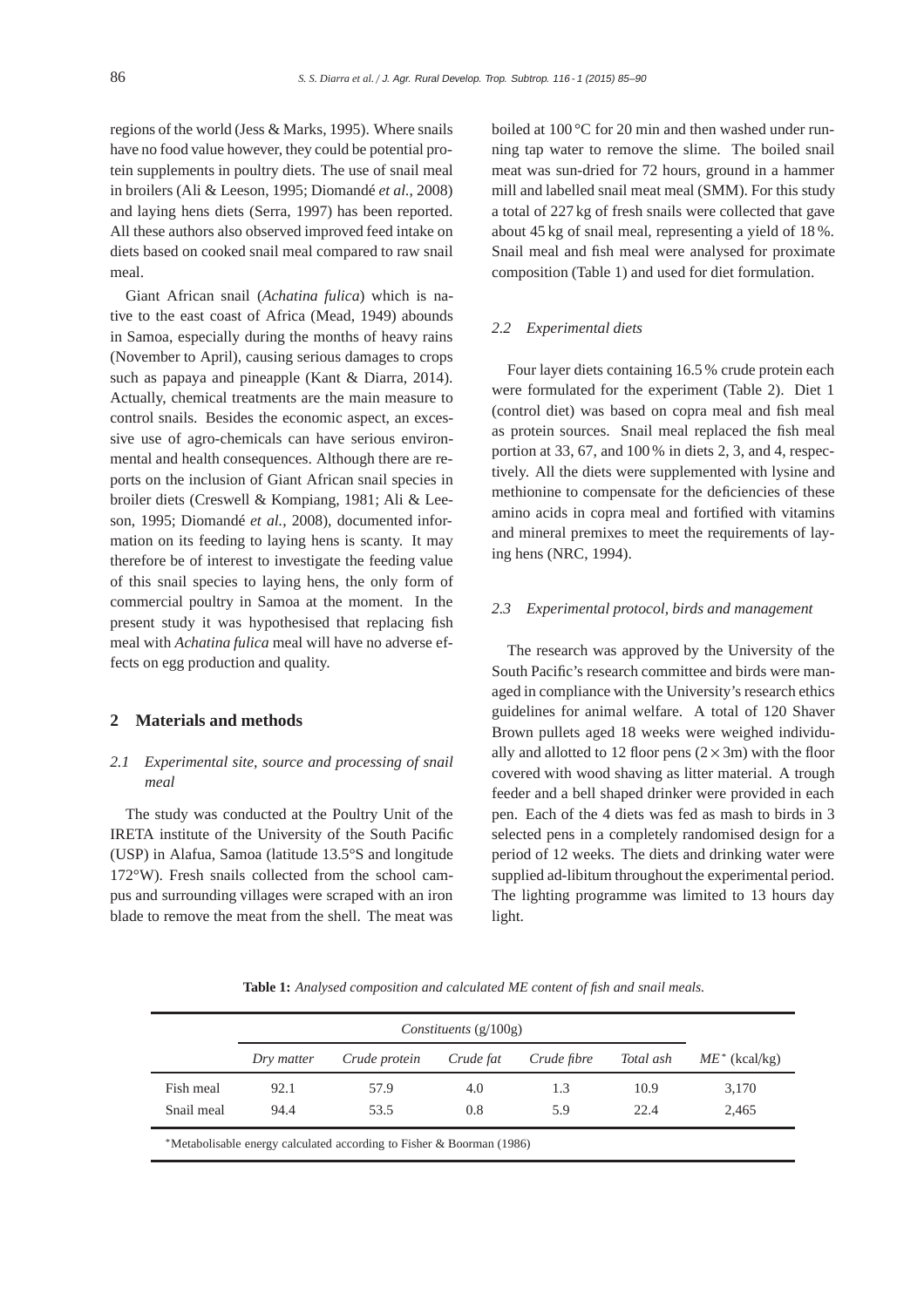regions of the world (Jess & Marks, 1995). Where snails have no food value however, they could be potential protein supplements in poultry diets. The use of snail meal in broilers (Ali & Leeson, 1995; Diomandé *et al.*, 2008) and laying hens diets (Serra, 1997) has been reported. All these authors also observed improved feed intake on diets based on cooked snail meal compared to raw snail meal.

Giant African snail (*Achatina fulica*) which is native to the east coast of Africa (Mead, 1949) abounds in Samoa, especially during the months of heavy rains (November to April), causing serious damages to crops such as papaya and pineapple (Kant & Diarra, 2014). Actually, chemical treatments are the main measure to control snails. Besides the economic aspect, an excessive use of agro-chemicals can have serious environmental and health consequences. Although there are reports on the inclusion of Giant African snail species in broiler diets (Creswell & Kompiang, 1981; Ali & Leeson, 1995; Diomandé *et al.*, 2008), documented information on its feeding to laying hens is scanty. It may therefore be of interest to investigate the feeding value of this snail species to laying hens, the only form of commercial poultry in Samoa at the moment. In the present study it was hypothesised that replacing fish meal with *Achatina fulica* meal will have no adverse effects on egg production and quality.

## 2 Materials and methods

### *2.1 Experimental site, source and processing of snail meal*

The study was conducted at the Poultry Unit of the IRETA institute of the University of the South Pacific (USP) in Alafua, Samoa (latitude 13.5°S and longitude 172°W). Fresh snails collected from the school campus and surrounding villages were scraped with an iron blade to remove the meat from the shell. The meat was boiled at 100 °C for 20 min and then washed under running tap water to remove the slime. The boiled snail meat was sun-dried for 72 hours, ground in a hammer mill and labelled snail meat meal (SMM). For this study a total of 227 kg of fresh snails were collected that gave about 45 kg of snail meal, representing a yield of 18 %. Snail meal and fish meal were analysed for proximate composition (Table 1) and used for diet formulation.

### *2.2 Experimental diets*

Four layer diets containing 16.5 % crude protein each were formulated for the experiment (Table 2). Diet 1 (control diet) was based on copra meal and fish meal as protein sources. Snail meal replaced the fish meal portion at 33, 67, and 100 % in diets 2, 3, and 4, respectively. All the diets were supplemented with lysine and methionine to compensate for the deficiencies of these amino acids in copra meal and fortified with vitamins and mineral premixes to meet the requirements of laying hens (NRC, 1994).

### *2.3 Experimental protocol, birds and management*

The research was approved by the University of the South Pacific's research committee and birds were managed in compliance with the University's research ethics guidelines for animal welfare. A total of 120 Shaver Brown pullets aged 18 weeks were weighed individually and allotted to 12 floor pens ($2 \times 3$m) with the floor covered with wood shaving as litter material. A trough feeder and a bell shaped drinker were provided in each pen. Each of the 4 diets was fed as mash to birds in 3 selected pens in a completely randomised design for a period of 12 weeks. The diets and drinking water were supplied ad-libitum throughout the experimental period. The lighting programme was limited to 13 hours day light.

**Table 1:** *Analysed composition and calculated ME content of fish and snail meals.*

| | *Constituents* (g/100g) | | | | | |
|---|---|---|---|---|---|---|
| | *Dry matter* | *Crude protein* | *Crude fat* | *Crude fibre* | *Total ash* | *ME*\* (kcal/kg) |
| Fish meal | 92.1 | 57.9 | 4.0 | 1.3 | 10.9 | 3,170 |
| Snail meal | 94.4 | 53.5 | 0.8 | 5.9 | 22.4 | 2,465 |

\*Metabolisable energy calculated according to Fisher & Boorman (1986)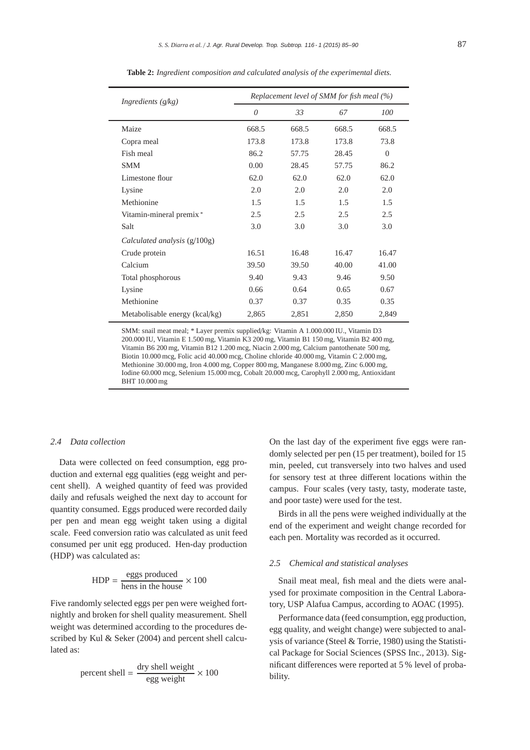**Table 2:** *Ingredient composition and calculated analysis of the experimental diets.*

| *Ingredients (g/kg)* | *Replacement level of SMM for fish meal (%)* | | | |
|---|---|---|---|---|
| | *0* | *33* | *67* | *100* |
| Maize | 668.5 | 668.5 | 668.5 | 668.5 |
| Copra meal | 173.8 | 173.8 | 173.8 | 73.8 |
| Fish meal | 86.2 | 57.75 | 28.45 | 0 |
| SMM | 0.00 | 28.45 | 57.75 | 86.2 |
| Limestone flour | 62.0 | 62.0 | 62.0 | 62.0 |
| Lysine | 2.0 | 2.0 | 2.0 | 2.0 |
| Methionine | 1.5 | 1.5 | 1.5 | 1.5 |
| Vitamin-mineral premix * | 2.5 | 2.5 | 2.5 | 2.5 |
| Salt | 3.0 | 3.0 | 3.0 | 3.0 |
| *Calculated analysis* (g/100g) | | | | |
| Crude protein | 16.51 | 16.48 | 16.47 | 16.47 |
| Calcium | 39.50 | 39.50 | 40.00 | 41.00 |
| Total phosphorous | 9.40 | 9.43 | 9.46 | 9.50 |
| Lysine | 0.66 | 0.64 | 0.65 | 0.67 |
| Methionine | 0.37 | 0.37 | 0.35 | 0.35 |
| Metabolisable energy (kcal/kg) | 2,865 | 2,851 | 2,850 | 2,849 |

SMM: snail meat meal; * Layer premix supplied/kg: Vitamin A 1.000.000 IU., Vitamin D3 200.000 IU, Vitamin E 1.500 mg, Vitamin K3 200 mg, Vitamin B1 150 mg, Vitamin B2 400 mg, Vitamin B6 200 mg, Vitamin B12 1.200 mcg, Niacin 2.000 mg, Calcium pantothenate 500 mg, Biotin 10.000 mcg, Folic acid 40.000 mcg, Choline chloride 40.000 mg, Vitamin C 2.000 mg, Methionine 30.000 mg, Iron 4.000 mg, Copper 800 mg, Manganese 8.000 mg, Zinc 6.000 mg, Iodine 60.000 mcg, Selenium 15.000 mcg, Cobalt 20.000 mcg, Carophyll 2.000 mg, Antioxidant BHT 10.000 mg

### *2.4 Data collection*

Data were collected on feed consumption, egg production and external egg qualities (egg weight and percent shell). A weighed quantity of feed was provided daily and refusals weighed the next day to account for quantity consumed. Eggs produced were recorded daily per pen and mean egg weight taken using a digital scale. Feed conversion ratio was calculated as unit feed consumed per unit egg produced. Hen-day production (HDP) was calculated as:

$$\text{HDP} = \frac{\text{eggs produced}}{\text{hens in the house}} \times 100$$

Five randomly selected eggs per pen were weighed fortnightly and broken for shell quality measurement. Shell weight was determined according to the procedures described by Kul & Seker (2004) and percent shell calculated as:

$$\text{percent shell} = \frac{\text{dry shell weight}}{\text{egg weight}} \times 100$$

On the last day of the experiment five eggs were randomly selected per pen (15 per treatment), boiled for 15 min, peeled, cut transversely into two halves and used for sensory test at three different locations within the campus. Four scales (very tasty, tasty, moderate taste, and poor taste) were used for the test.

Birds in all the pens were weighed individually at the end of the experiment and weight change recorded for each pen. Mortality was recorded as it occurred.

### *2.5 Chemical and statistical analyses*

Snail meat meal, fish meal and the diets were analysed for proximate composition in the Central Laboratory, USP Alafua Campus, according to AOAC (1995).

Performance data (feed consumption, egg production, egg quality, and weight change) were subjected to analysis of variance (Steel & Torrie, 1980) using the Statistical Package for Social Sciences (SPSS Inc., 2013). Significant differences were reported at 5 % level of probability.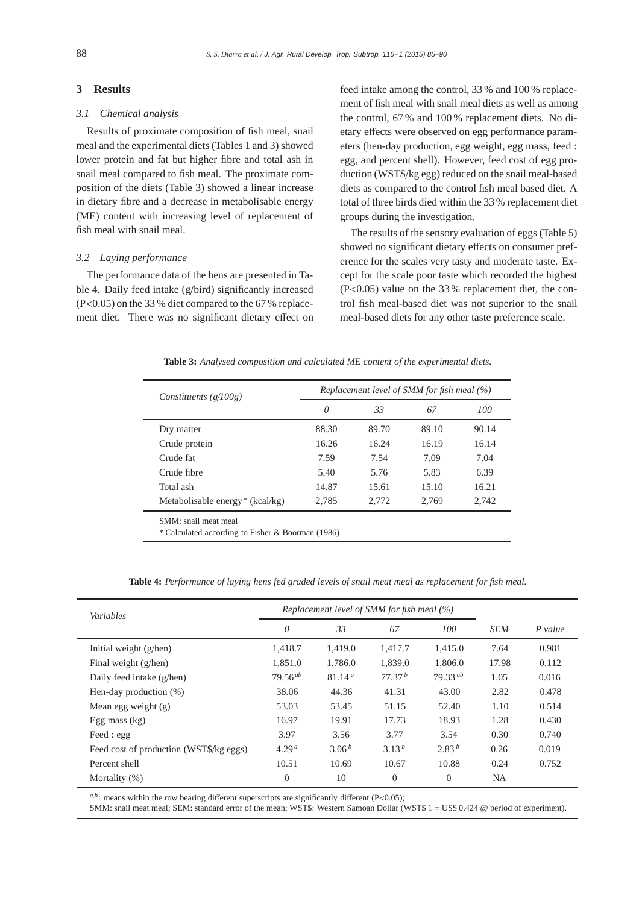## 3 Results

### 3.1 Chemical analysis

Results of proximate composition of fish meal, snail meal and the experimental diets (Tables 1 and 3) showed lower protein and fat but higher fibre and total ash in snail meal compared to fish meal. The proximate composition of the diets (Table 3) showed a linear increase in dietary fibre and a decrease in metabolisable energy (ME) content with increasing level of replacement of fish meal with snail meal.

### 3.2 Laying performance

The performance data of the hens are presented in Table 4. Daily feed intake (g/bird) significantly increased ($P<0.05$) on the 33 % diet compared to the 67 % replacement diet. There was no significant dietary effect on feed intake among the control, 33 % and 100 % replacement of fish meal with snail meal diets as well as among the control, 67 % and 100 % replacement diets. No dietary effects were observed on egg performance parameters (hen-day production, egg weight, egg mass, feed : egg, and percent shell). However, feed cost of egg production (WST$/kg egg) reduced on the snail meal-based diets as compared to the control fish meal based diet. A total of three birds died within the 33 % replacement diet groups during the investigation.

The results of the sensory evaluation of eggs (Table 5) showed no significant dietary effects on consumer preference for the scales very tasty and moderate taste. Except for the scale poor taste which recorded the highest ($P<0.05$) value on the 33 % replacement diet, the control fish meal-based diet was not superior to the snail meal-based diets for any other taste preference scale.

**Table 3:** *Analysed composition and calculated ME content of the experimental diets.*

| *Constituents (g/100g)* | *Replacement level of SMM for fish meal (%)* | | | |
|---|---|---|---|---|
| | *0* | *33* | *67* | *100* |
| Dry matter | 88.30 | 89.70 | 89.10 | 90.14 |
| Crude protein | 16.26 | 16.24 | 16.19 | 16.14 |
| Crude fat | 7.59 | 7.54 | 7.09 | 7.04 |
| Crude fibre | 5.40 | 5.76 | 5.83 | 6.39 |
| Total ash | 14.87 | 15.61 | 15.10 | 16.21 |
| Metabolisable energy * (kcal/kg) | 2,785 | 2,772 | 2,769 | 2,742 |

SMM: snail meat meal
* Calculated according to Fisher & Boorman (1986)

**Table 4:** *Performance of laying hens fed graded levels of snail meat meal as replacement for fish meal.*

| *Variables* | *Replacement level of SMM for fish meal (%)* | | | | *SEM* | *P value* |
|---|---|---|---|---|---|---|
| | *0* | *33* | *67* | *100* | | |
| Initial weight (g/hen) | 1,418.7 | 1,419.0 | 1,417.7 | 1,415.0 | 7.64 | 0.981 |
| Final weight (g/hen) | 1,851.0 | 1,786.0 | 1,839.0 | 1,806.0 | 17.98 | 0.112 |
| Daily feed intake (g/hen) | $79.56^{ab}$ | $81.14^{a}$ | $77.37^{b}$ | $79.33^{ab}$ | 1.05 | 0.016 |
| Hen-day production (%) | 38.06 | 44.36 | 41.31 | 43.00 | 2.82 | 0.478 |
| Mean egg weight (g) | 53.03 | 53.45 | 51.15 | 52.40 | 1.10 | 0.514 |
| Egg mass (kg) | 16.97 | 19.91 | 17.73 | 18.93 | 1.28 | 0.430 |
| Feed : egg | 3.97 | 3.56 | 3.77 | 3.54 | 0.30 | 0.740 |
| Feed cost of production (WST$/kg eggs) | $4.29^{a}$ | $3.06^{b}$ | $3.13^{b}$ | $2.83^{b}$ | 0.26 | 0.019 |
| Percent shell | 10.51 | 10.69 | 10.67 | 10.88 | 0.24 | 0.752 |
| Mortality (%) | 0 | 10 | 0 | 0 | NA | |

$^{a,b}$: means within the row bearing different superscripts are significantly different ($P<0.05$);
SMM: snail meat meal; SEM: standard error of the mean; WST$: Western Samoan Dollar (WST$ 1 = US$ 0.424 @ period of experiment).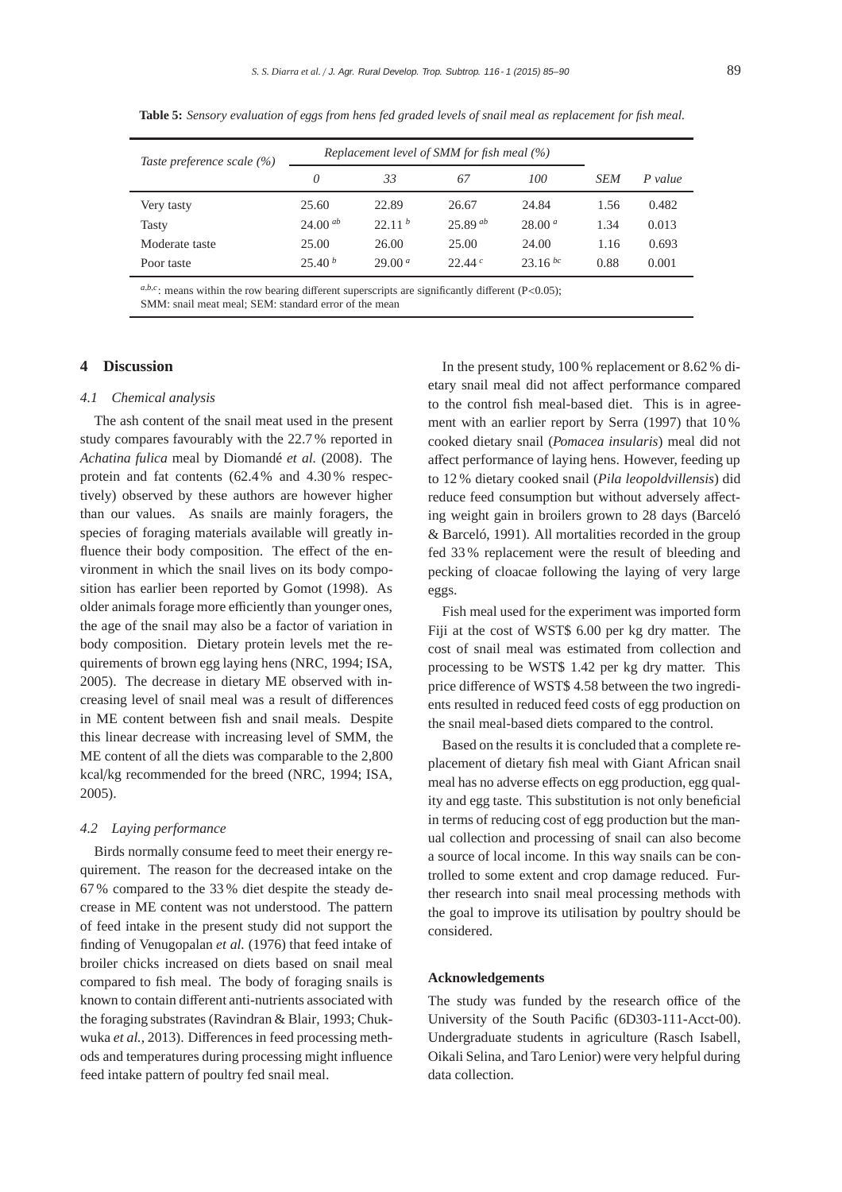**Table 5:** *Sensory evaluation of eggs from hens fed graded levels of snail meal as replacement for fish meal.*

| *Taste preference scale (%)* | *Replacement level of SMM for fish meal (%)* | | | | | |
|---|---|---|---|---|---|---|
| | *0* | *33* | *67* | *100* | *SEM* | *P value* |
| Very tasty | 25.60 | 22.89 | 26.67 | 24.84 | 1.56 | 0.482 |
| Tasty | 24.00 [ab] | 22.11 [b] | 25.89 [ab] | 28.00 [a] | 1.34 | 0.013 |
| Moderate taste | 25.00 | 26.00 | 25.00 | 24.00 | 1.16 | 0.693 |
| Poor taste | 25.40 [b] | 29.00 [a] | 22.44 [c] | 23.16 [bc] | 0.88 | 0.001 |

[a,b,c]: means within the row bearing different superscripts are significantly different ($P<0.05$);
SMM: snail meat meal; SEM: standard error of the mean

## 4 Discussion

### *4.1 Chemical analysis*

The ash content of the snail meat used in the present study compares favourably with the 22.7 % reported in *Achatina fulica* meal by Diomandé *et al.* (2008). The protein and fat contents (62.4 % and 4.30 % respectively) observed by these authors are however higher than our values. As snails are mainly foragers, the species of foraging materials available will greatly influence their body composition. The effect of the environment in which the snail lives on its body composition has earlier been reported by Gomot (1998). As older animals forage more efficiently than younger ones, the age of the snail may also be a factor of variation in body composition. Dietary protein levels met the requirements of brown egg laying hens (NRC, 1994; ISA, 2005). The decrease in dietary ME observed with increasing level of snail meal was a result of differences in ME content between fish and snail meals. Despite this linear decrease with increasing level of SMM, the ME content of all the diets was comparable to the 2,800 kcal/kg recommended for the breed (NRC, 1994; ISA, 2005).

### *4.2 Laying performance*

Birds normally consume feed to meet their energy requirement. The reason for the decreased intake on the 67 % compared to the 33 % diet despite the steady decrease in ME content was not understood. The pattern of feed intake in the present study did not support the finding of Venugopalan *et al.* (1976) that feed intake of broiler chicks increased on diets based on snail meal compared to fish meal. The body of foraging snails is known to contain different anti-nutrients associated with the foraging substrates (Ravindran & Blair, 1993; Chukwuka *et al.*, 2013). Differences in feed processing methods and temperatures during processing might influence feed intake pattern of poultry fed snail meal.

In the present study, 100 % replacement or 8.62 % dietary snail meal did not affect performance compared to the control fish meal-based diet. This is in agreement with an earlier report by Serra (1997) that 10 % cooked dietary snail (*Pomacea insularis*) meal did not affect performance of laying hens. However, feeding up to 12 % dietary cooked snail (*Pila leopoldvillensis*) did reduce feed consumption but without adversely affecting weight gain in broilers grown to 28 days (Barceló & Barceló, 1991). All mortalities recorded in the group fed 33 % replacement were the result of bleeding and pecking of cloacae following the laying of very large eggs.

Fish meal used for the experiment was imported form Fiji at the cost of WST$ 6.00 per kg dry matter. The cost of snail meal was estimated from collection and processing to be WST$ 1.42 per kg dry matter. This price difference of WST$ 4.58 between the two ingredients resulted in reduced feed costs of egg production on the snail meal-based diets compared to the control.

Based on the results it is concluded that a complete replacement of dietary fish meal with Giant African snail meal has no adverse effects on egg production, egg quality and egg taste. This substitution is not only beneficial in terms of reducing cost of egg production but the manual collection and processing of snail can also become a source of local income. In this way snails can be controlled to some extent and crop damage reduced. Further research into snail meal processing methods with the goal to improve its utilisation by poultry should be considered.

#### Acknowledgements

The study was funded by the research office of the University of the South Pacific (6D303-111-Acct-00). Undergraduate students in agriculture (Rasch Isabell, Oikali Selina, and Taro Lenior) were very helpful during data collection.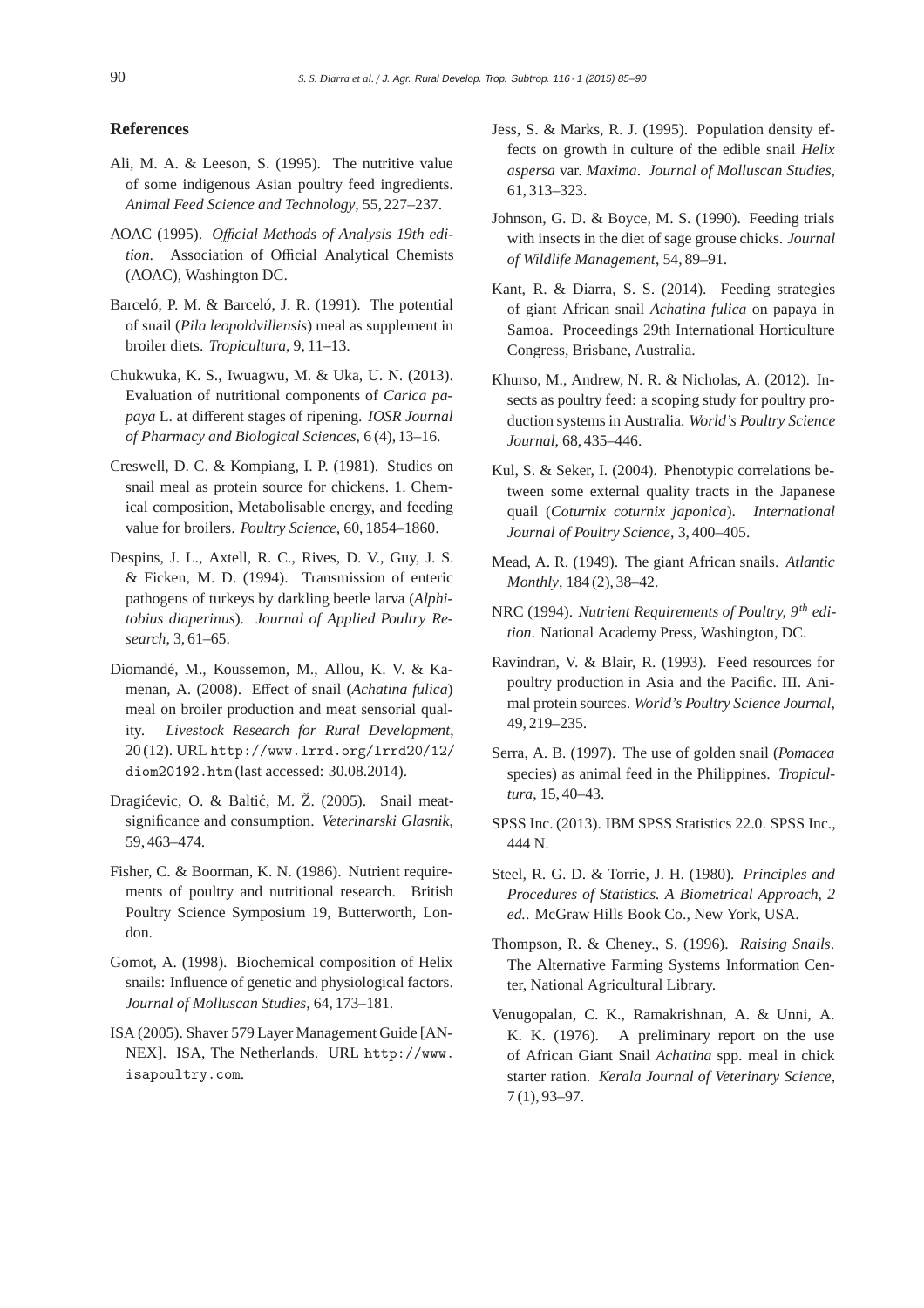## References

Ali, M. A. & Leeson, S. (1995). The nutritive value of some indigenous Asian poultry feed ingredients. *Animal Feed Science and Technology*, 55, 227–237.

AOAC (1995). *Official Methods of Analysis 19th edition*. Association of Official Analytical Chemists (AOAC), Washington DC.

Barceló, P. M. & Barceló, J. R. (1991). The potential of snail (*Pila leopoldvillensis*) meal as supplement in broiler diets. *Tropicultura*, 9, 11–13.

Chukwuka, K. S., Iwuagwu, M. & Uka, U. N. (2013). Evaluation of nutritional components of *Carica papaya* L. at different stages of ripening. *IOSR Journal of Pharmacy and Biological Sciences*, 6 (4), 13–16.

Creswell, D. C. & Kompiang, I. P. (1981). Studies on snail meal as protein source for chickens. 1. Chemical composition, Metabolisable energy, and feeding value for broilers. *Poultry Science*, 60, 1854–1860.

Despins, J. L., Axtell, R. C., Rives, D. V., Guy, J. S. & Ficken, M. D. (1994). Transmission of enteric pathogens of turkeys by darkling beetle larva (*Alphitobius diaperinus*). *Journal of Applied Poultry Research*, 3, 61–65.

Diomandé, M., Koussemon, M., Allou, K. V. & Kamenan, A. (2008). Effect of snail (*Achatina fulica*) meal on broiler production and meat sensorial quality. *Livestock Research for Rural Development*, 20 (12). URL http://www.lrrd.org/lrrd20/12/diom20192.htm (last accessed: 30.08.2014).

Dragićevic, O. & Baltić, M. Ž. (2005). Snail meat-significance and consumption. *Veterinarski Glasnik*, 59, 463–474.

Fisher, C. & Boorman, K. N. (1986). Nutrient requirements of poultry and nutritional research. British Poultry Science Symposium 19, Butterworth, London.

Gomot, A. (1998). Biochemical composition of Helix snails: Influence of genetic and physiological factors. *Journal of Molluscan Studies*, 64, 173–181.

ISA (2005). Shaver 579 Layer Management Guide [ANNEX]. ISA, The Netherlands. URL http://www.isapoultry.com.

Jess, S. & Marks, R. J. (1995). Population density effects on growth in culture of the edible snail *Helix aspersa* var. *Maxima*. *Journal of Molluscan Studies*, 61, 313–323.

Johnson, G. D. & Boyce, M. S. (1990). Feeding trials with insects in the diet of sage grouse chicks. *Journal of Wildlife Management*, 54, 89–91.

Kant, R. & Diarra, S. S. (2014). Feeding strategies of giant African snail *Achatina fulica* on papaya in Samoa. Proceedings 29th International Horticulture Congress, Brisbane, Australia.

Khurso, M., Andrew, N. R. & Nicholas, A. (2012). Insects as poultry feed: a scoping study for poultry production systems in Australia. *World's Poultry Science Journal*, 68, 435–446.

Kul, S. & Seker, I. (2004). Phenotypic correlations between some external quality tracts in the Japanese quail (*Coturnix coturnix japonica*). *International Journal of Poultry Science*, 3, 400–405.

Mead, A. R. (1949). The giant African snails. *Atlantic Monthly*, 184 (2), 38–42.

NRC (1994). *Nutrient Requirements of Poultry, 9th edition*. National Academy Press, Washington, DC.

Ravindran, V. & Blair, R. (1993). Feed resources for poultry production in Asia and the Pacific. III. Animal protein sources. *World's Poultry Science Journal*, 49, 219–235.

Serra, A. B. (1997). The use of golden snail (*Pomacea* species) as animal feed in the Philippines. *Tropicultura*, 15, 40–43.

SPSS Inc. (2013). IBM SPSS Statistics 22.0. SPSS Inc., 444 N.

Steel, R. G. D. & Torrie, J. H. (1980). *Principles and Procedures of Statistics. A Biometrical Approach, 2 ed.*. McGraw Hills Book Co., New York, USA.

Thompson, R. & Cheney., S. (1996). *Raising Snails*. The Alternative Farming Systems Information Center, National Agricultural Library.

Venugopalan, C. K., Ramakrishnan, A. & Unni, A. K. K. (1976). A preliminary report on the use of African Giant Snail *Achatina* spp. meal in chick starter ration. *Kerala Journal of Veterinary Science*, 7 (1), 93–97.